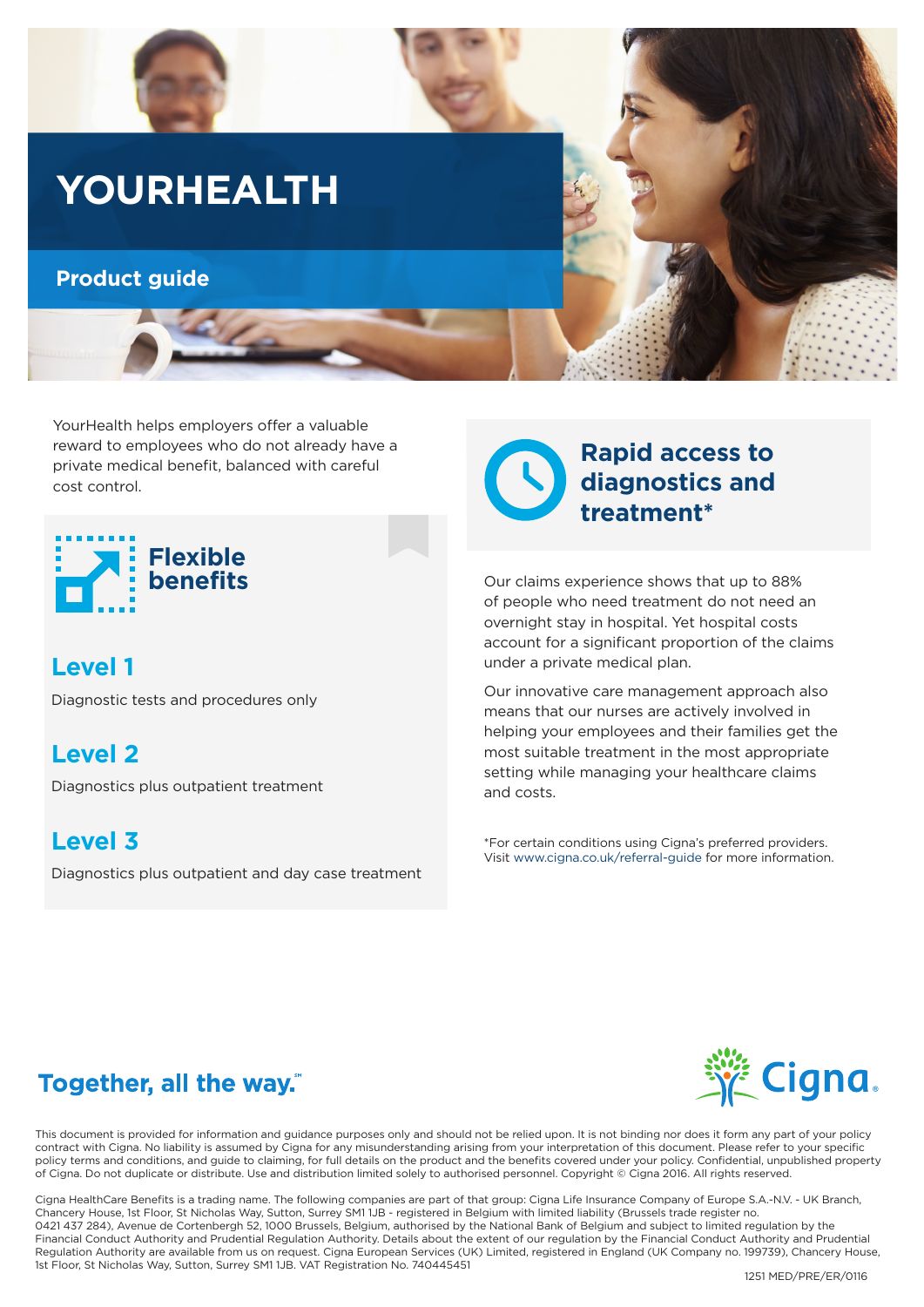# YOURHEALTH

## Product guide

YourHealth helps employers offer a valuable reward to employees who do not already have a private medical benefit, balanced with careful cost control.

## Flexible benefits

### Level 1

Diagnostic tests and procedures only

### Level 2

Diagnostics plus outpatient treatment

### Level 3

Diagnostics plus outpatient and day case treatment

## Rapid access to diagnostics and treatment*

Our claims experience shows that up to 88% of people who need treatment do not need an overnight stay in hospital. Yet hospital costs account for a significant proportion of the claims under a private medical plan.

Our innovative care management approach also means that our nurses are actively involved in helping your employees and their families get the most suitable treatment in the most appropriate setting while managing your healthcare claims and costs.

*For certain conditions using Cigna's preferred providers. Visit www.cigna.co.uk/referral-guide for more information.

**Together, all the way.**℠

Cigna.

This document is provided for information and guidance purposes only and should not be relied upon. It is not binding nor does it form any part of your policy contract with Cigna. No liability is assumed by Cigna for any misunderstanding arising from your interpretation of this document. Please refer to your specific policy terms and conditions, and guide to claiming, for full details on the product and the benefits covered under your policy. Confidential, unpublished property of Cigna. Do not duplicate or distribute. Use and distribution limited solely to authorised personnel. Copyright © Cigna 2016. All rights reserved.

Cigna HealthCare Benefits is a trading name. The following companies are part of that group: Cigna Life Insurance Company of Europe S.A.-N.V. - UK Branch, Chancery House, 1st Floor, St Nicholas Way, Sutton, Surrey SM1 1JB - registered in Belgium with limited liability (Brussels trade register no. 0421 437 284), Avenue de Cortenbergh 52, 1000 Brussels, Belgium, authorised by the National Bank of Belgium and subject to limited regulation by the Financial Conduct Authority and Prudential Regulation Authority. Details about the extent of our regulation by the Financial Conduct Authority and Prudential Regulation Authority are available from us on request. Cigna European Services (UK) Limited, registered in England (UK Company no. 199739), Chancery House, 1st Floor, St Nicholas Way, Sutton, Surrey SM1 1JB. VAT Registration No. 740445451

1251 MED/PRE/ER/0116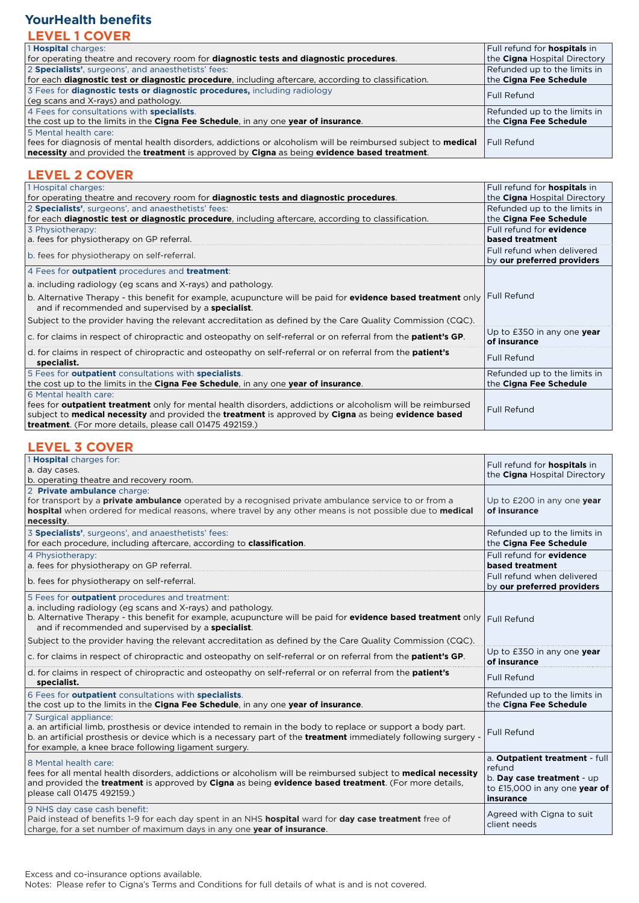# YourHealth benefits

## LEVEL 1 COVER

| | |
|---|---|
| 1 **Hospital** charges:<br>for operating theatre and recovery room for **diagnostic tests and diagnostic procedures**. | Full refund for **hospitals** in the **Cigna** Hospital Directory |
| 2 **Specialists'**, surgeons', and anaesthetists' fees:<br>for each **diagnostic test or diagnostic procedure**, including aftercare, according to classification. | Refunded up to the limits in the **Cigna Fee Schedule** |
| 3 Fees for **diagnostic tests or diagnostic procedures,** including radiology (eg scans and X-rays) and pathology. | Full Refund |
| 4 Fees for consultations with **specialists**.<br>the cost up to the limits in the **Cigna Fee Schedule**, in any one **year of insurance**. | Refunded up to the limits in the **Cigna Fee Schedule** |
| 5 Mental health care:<br>fees for diagnosis of mental health disorders, addictions or alcoholism will be reimbursed subject to **medical necessity** and provided the **treatment** is approved by **Cigna** as being **evidence based treatment**. | Full Refund |

## LEVEL 2 COVER

| | |
|---|---|
| 1 Hospital charges:<br>for operating theatre and recovery room for **diagnostic tests and diagnostic procedures**. | Full refund for **hospitals** in the **Cigna** Hospital Directory |
| 2 **Specialists'**, surgeons', and anaesthetists' fees:<br>for each **diagnostic test or diagnostic procedure**, including aftercare, according to classification. | Refunded up to the limits in the **Cigna Fee Schedule** |
| 3 Physiotherapy:<br>a. fees for physiotherapy on GP referral. | Full refund for **evidence based treatment** |
| b. fees for physiotherapy on self-referral. | Full refund when delivered by **our preferred providers** |
| 4 Fees for **outpatient** procedures and **treatment**:<br>a. including radiology (eg scans and X-rays) and pathology.<br>b. Alternative Therapy - this benefit for example, acupuncture will be paid for **evidence based treatment** only and if recommended and supervised by a **specialist**.<br>Subject to the provider having the relevant accreditation as defined by the Care Quality Commission (CQC). | Full Refund |
| c. for claims in respect of chiropractic and osteopathy on self-referral or on referral from the **patient's GP**. | Up to £350 in any one **year of insurance** |
| d. for claims in respect of chiropractic and osteopathy on self-referral or on referral from the **patient's specialist.** | Full Refund |
| 5 Fees for **outpatient** consultations with **specialists**.<br>the cost up to the limits in the **Cigna Fee Schedule**, in any one **year of insurance**. | Refunded up to the limits in the **Cigna Fee Schedule** |
| 6 Mental health care:<br>fees for **outpatient treatment** only for mental health disorders, addictions or alcoholism will be reimbursed subject to **medical necessity** and provided the **treatment** is approved by **Cigna** as being **evidence based treatment**. (For more details, please call 01475 492159.) | Full Refund |

## LEVEL 3 COVER

| | |
|---|---|
| 1 **Hospital** charges for:<br>a. day cases.<br>b. operating theatre and recovery room. | Full refund for **hospitals** in the **Cigna** Hospital Directory |
| 2 **Private ambulance** charge:<br>for transport by a **private ambulance** operated by a recognised private ambulance service to or from a **hospital** when ordered for medical reasons, where travel by any other means is not possible due to **medical necessity**. | Up to £200 in any one **year of insurance** |
| 3 **Specialists'**, surgeons', and anaesthetists' fees:<br>for each procedure, including aftercare, according to **classification**. | Refunded up to the limits in the **Cigna Fee Schedule** |
| 4 Physiotherapy:<br>a. fees for physiotherapy on GP referral. | Full refund for **evidence based treatment** |
| b. fees for physiotherapy on self-referral. | Full refund when delivered by **our preferred providers** |
| 5 Fees for **outpatient** procedures and treatment:<br>a. including radiology (eg scans and X-rays) and pathology.<br>b. Alternative Therapy - this benefit for example, acupuncture will be paid for **evidence based treatment** only and if recommended and supervised by a **specialist**.<br>Subject to the provider having the relevant accreditation as defined by the Care Quality Commission (CQC). | Full Refund |
| c. for claims in respect of chiropractic and osteopathy on self-referral or on referral from the **patient's GP**. | Up to £350 in any one **year of insurance** |
| d. for claims in respect of chiropractic and osteopathy on self-referral or on referral from the **patient's specialist.** | Full Refund |
| 6 Fees for **outpatient** consultations with **specialists**.<br>the cost up to the limits in the **Cigna Fee Schedule**, in any one **year of insurance**. | Refunded up to the limits in the **Cigna Fee Schedule** |
| 7 Surgical appliance:<br>a. an artificial limb, prosthesis or device intended to remain in the body to replace or support a body part.<br>b. an artificial prosthesis or device which is a necessary part of the **treatment** immediately following surgery - for example, a knee brace following ligament surgery. | Full Refund |
| 8 Mental health care:<br>fees for all mental health disorders, addictions or alcoholism will be reimbursed subject to **medical necessity** and provided the **treatment** is approved by **Cigna** as being **evidence based treatment**. (For more details, please call 01475 492159.) | a. **Outpatient treatment** - full refund<br>b. **Day case treatment** - up to £15,000 in any one **year of insurance** |
| 9 NHS day case cash benefit:<br>Paid instead of benefits 1-9 for each day spent in an NHS **hospital** ward for **day case treatment** free of charge, for a set number of maximum days in any one **year of insurance**. | Agreed with Cigna to suit client needs |

Excess and co-insurance options available.

Notes: Please refer to Cigna's Terms and Conditions for full details of what is and is not covered.